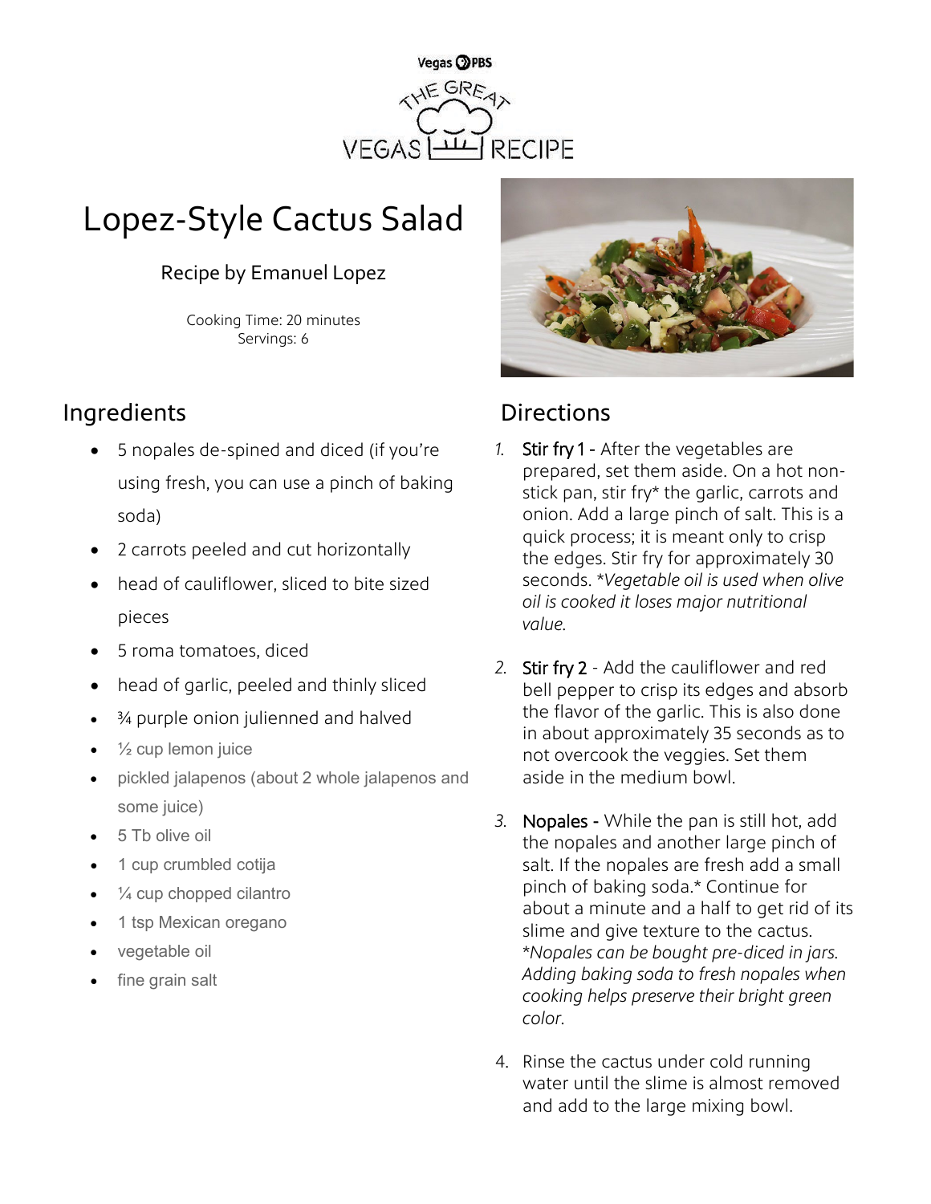Vegas PBS

THE GREAT VEGAS RECIPE

# Lopez-Style Cactus Salad

Recipe by Emanuel Lopez

Cooking Time: 20 minutes
Servings: 6

## Ingredients

- 5 nopales de-spined and diced (if you're using fresh, you can use a pinch of baking soda)
- 2 carrots peeled and cut horizontally
- head of cauliflower, sliced to bite sized pieces
- 5 roma tomatoes, diced
- head of garlic, peeled and thinly sliced
- ¾ purple onion julienned and halved
- ½ cup lemon juice
- pickled jalapenos (about 2 whole jalapenos and some juice)
- 5 Tb olive oil
- 1 cup crumbled cotija
- ¼ cup chopped cilantro
- 1 tsp Mexican oregano
- vegetable oil
- fine grain salt

## Directions

1. **Stir fry 1** - After the vegetables are prepared, set them aside. On a hot non-stick pan, stir fry* the garlic, carrots and onion. Add a large pinch of salt. This is a quick process; it is meant only to crisp the edges. Stir fry for approximately 30 seconds. *\*Vegetable oil is used when olive oil is cooked it loses major nutritional value.*

2. **Stir fry 2** - Add the cauliflower and red bell pepper to crisp its edges and absorb the flavor of the garlic. This is also done in about approximately 35 seconds as to not overcook the veggies. Set them aside in the medium bowl.

3. **Nopales** - While the pan is still hot, add the nopales and another large pinch of salt. If the nopales are fresh add a small pinch of baking soda.* Continue for about a minute and a half to get rid of its slime and give texture to the cactus. *\*Nopales can be bought pre-diced in jars. Adding baking soda to fresh nopales when cooking helps preserve their bright green color.*

4. Rinse the cactus under cold running water until the slime is almost removed and add to the large mixing bowl.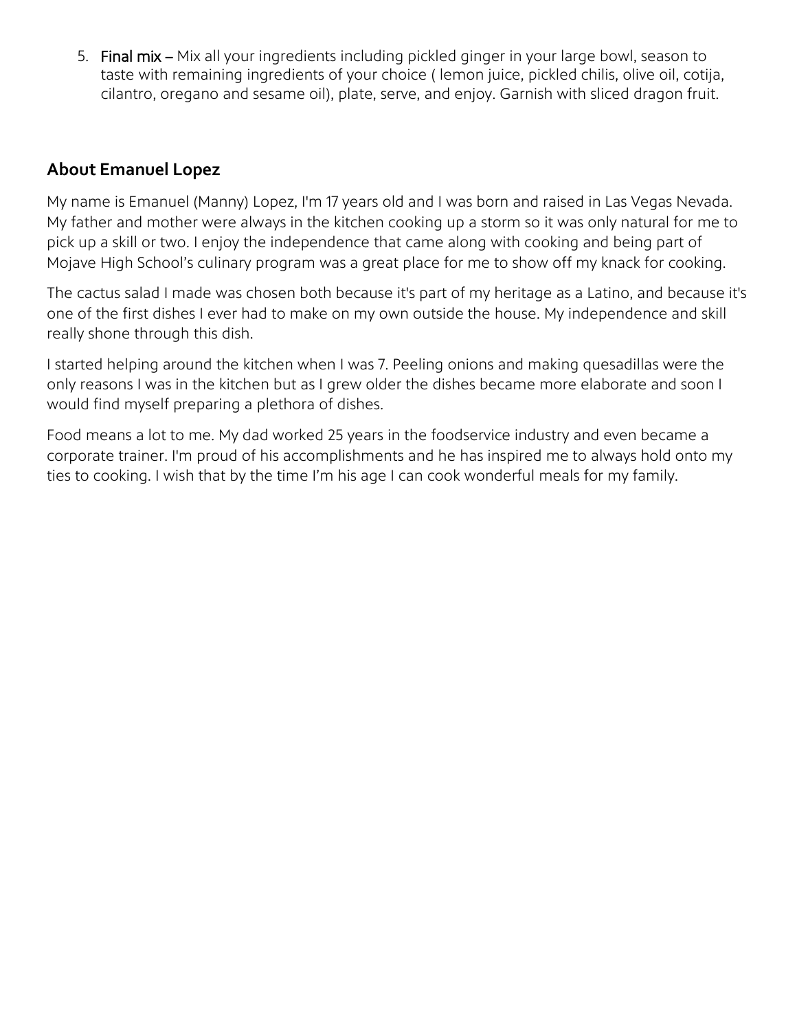5. **Final mix** – Mix all your ingredients including pickled ginger in your large bowl, season to taste with remaining ingredients of your choice ( lemon juice, pickled chilis, olive oil, cotija, cilantro, oregano and sesame oil), plate, serve, and enjoy. Garnish with sliced dragon fruit.

## About Emanuel Lopez

My name is Emanuel (Manny) Lopez, I'm 17 years old and I was born and raised in Las Vegas Nevada. My father and mother were always in the kitchen cooking up a storm so it was only natural for me to pick up a skill or two. I enjoy the independence that came along with cooking and being part of Mojave High School's culinary program was a great place for me to show off my knack for cooking.

The cactus salad I made was chosen both because it's part of my heritage as a Latino, and because it's one of the first dishes I ever had to make on my own outside the house. My independence and skill really shone through this dish.

I started helping around the kitchen when I was 7. Peeling onions and making quesadillas were the only reasons I was in the kitchen but as I grew older the dishes became more elaborate and soon I would find myself preparing a plethora of dishes.

Food means a lot to me. My dad worked 25 years in the foodservice industry and even became a corporate trainer. I'm proud of his accomplishments and he has inspired me to always hold onto my ties to cooking. I wish that by the time I'm his age I can cook wonderful meals for my family.